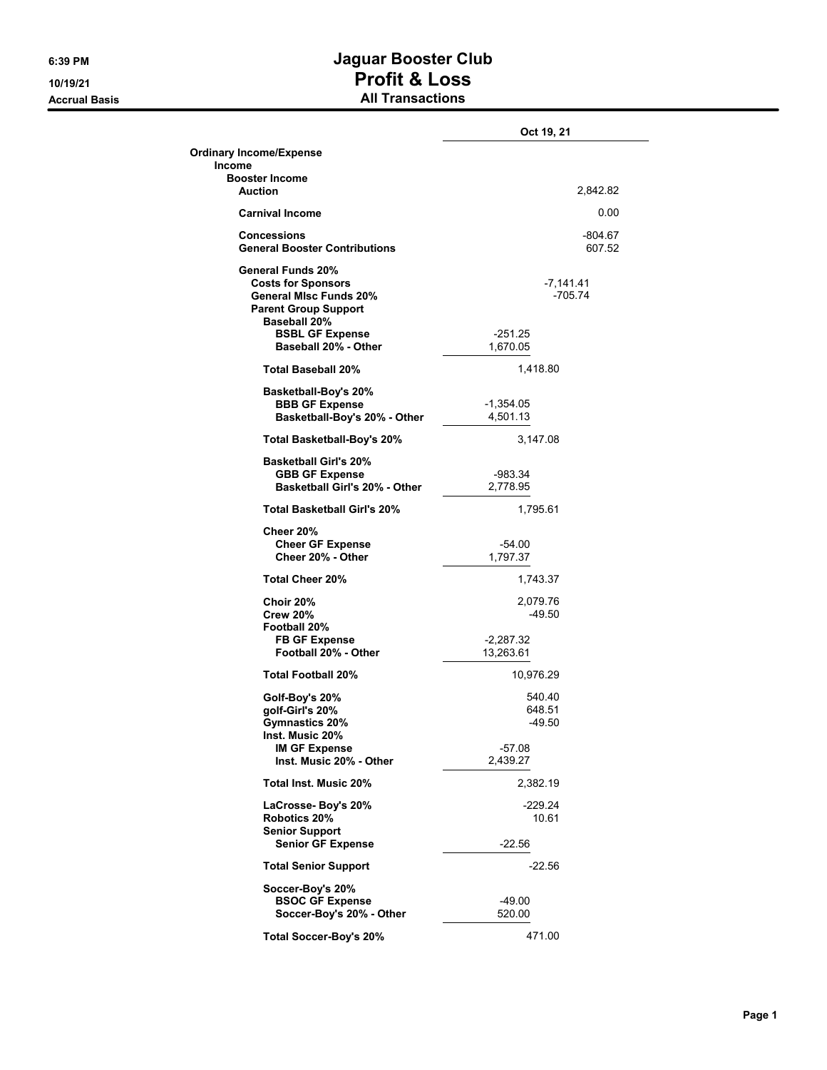# Jaguar Booster Club

## Profit & Loss

### All Transactions

6:39 PM
10/19/21
Accrual Basis

| | Oct 19, 21 | | |
|---|---|---|---|
| **Ordinary Income/Expense** | | | |
| **Income** | | | |
| **Booster Income** | | | |
| **Auction** | | | 2,842.82 |
| **Carnival Income** | | | 0.00 |
| **Concessions** | | | -804.67 |
| **General Booster Contributions** | | | 607.52 |
| **General Funds 20%** | | | |
| **Costs for Sponsors** | | -7,141.41 | |
| **General MIsc Funds 20%** | | -705.74 | |
| **Parent Group Support** | | | |
| **Baseball 20%** | | | |
| **BSBL GF Expense** | -251.25 | | |
| **Baseball 20% - Other** | 1,670.05 | | |
| **Total Baseball 20%** | | 1,418.80 | |
| **Basketball-Boy's 20%** | | | |
| **BBB GF Expense** | -1,354.05 | | |
| **Basketball-Boy's 20% - Other** | 4,501.13 | | |
| **Total Basketball-Boy's 20%** | | 3,147.08 | |
| **Basketball Girl's 20%** | | | |
| **GBB GF Expense** | -983.34 | | |
| **Basketball Girl's 20% - Other** | 2,778.95 | | |
| **Total Basketball Girl's 20%** | | 1,795.61 | |
| **Cheer 20%** | | | |
| **Cheer GF Expense** | -54.00 | | |
| **Cheer 20% - Other** | 1,797.37 | | |
| **Total Cheer 20%** | | 1,743.37 | |
| **Choir 20%** | | 2,079.76 | |
| **Crew 20%** | | -49.50 | |
| **Football 20%** | | | |
| **FB GF Expense** | -2,287.32 | | |
| **Football 20% - Other** | 13,263.61 | | |
| **Total Football 20%** | | 10,976.29 | |
| **Golf-Boy's 20%** | | 540.40 | |
| **golf-Girl's 20%** | | 648.51 | |
| **Gymnastics 20%** | | -49.50 | |
| **Inst. Music 20%** | | | |
| **IM GF Expense** | -57.08 | | |
| **Inst. Music 20% - Other** | 2,439.27 | | |
| **Total Inst. Music 20%** | | 2,382.19 | |
| **LaCrosse- Boy's 20%** | | -229.24 | |
| **Robotics 20%** | | 10.61 | |
| **Senior Support** | | | |
| **Senior GF Expense** | -22.56 | | |
| **Total Senior Support** | | -22.56 | |
| **Soccer-Boy's 20%** | | | |
| **BSOC GF Expense** | -49.00 | | |
| **Soccer-Boy's 20% - Other** | 520.00 | | |
| **Total Soccer-Boy's 20%** | | 471.00 | |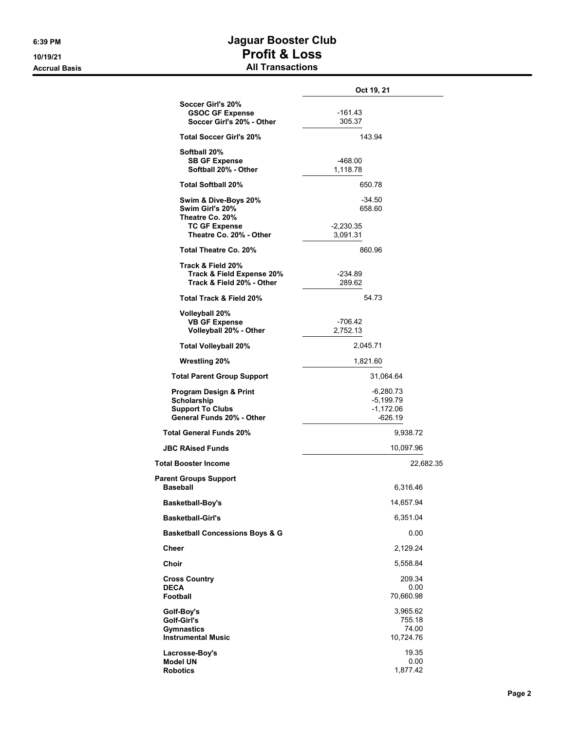# Jaguar Booster Club
## Profit & Loss
### All Transactions

Accrual Basis

| | Oct 19, 21 |
|---|---|
| Soccer Girl's 20% | |
| GSOC GF Expense | -161.43 |
| Soccer Girl's 20% - Other | 305.37 |
| Total Soccer Girl's 20% | 143.94 |
| Softball 20% | |
| SB GF Expense | -468.00 |
| Softball 20% - Other | 1,118.78 |
| Total Softball 20% | 650.78 |
| Swim & Dive-Boys 20% | -34.50 |
| Swim Girl's 20% | 658.60 |
| Theatre Co. 20% | |
| TC GF Expense | -2,230.35 |
| Theatre Co. 20% - Other | 3,091.31 |
| Total Theatre Co. 20% | 860.96 |
| Track & Field 20% | |
| Track & Field Expense 20% | -234.89 |
| Track & Field 20% - Other | 289.62 |
| Total Track & Field 20% | 54.73 |
| Volleyball 20% | |
| VB GF Expense | -706.42 |
| Volleyball 20% - Other | 2,752.13 |
| Total Volleyball 20% | 2,045.71 |
| Wrestling 20% | 1,821.60 |
| Total Parent Group Support | 31,064.64 |
| Program Design & Print | -6,280.73 |
| Scholarship | -5,199.79 |
| Support To Clubs | -1,172.06 |
| General Funds 20% - Other | -626.19 |
| Total General Funds 20% | 9,938.72 |
| JBC RAised Funds | 10,097.96 |
| Total Booster Income | 22,682.35 |
| Parent Groups Support | |
| Baseball | 6,316.46 |
| Basketball-Boy's | 14,657.94 |
| Basketball-Girl's | 6,351.04 |
| Basketball Concessions Boys & G | 0.00 |
| Cheer | 2,129.24 |
| Choir | 5,558.84 |
| Cross Country | 209.34 |
| DECA | 0.00 |
| Football | 70,660.98 |
| Golf-Boy's | 3,965.62 |
| Golf-Girl's | 755.18 |
| Gymnastics | 74.00 |
| Instrumental Music | 10,724.76 |
| Lacrosse-Boy's | 19.35 |
| Model UN | 0.00 |
| Robotics | 1,877.42 |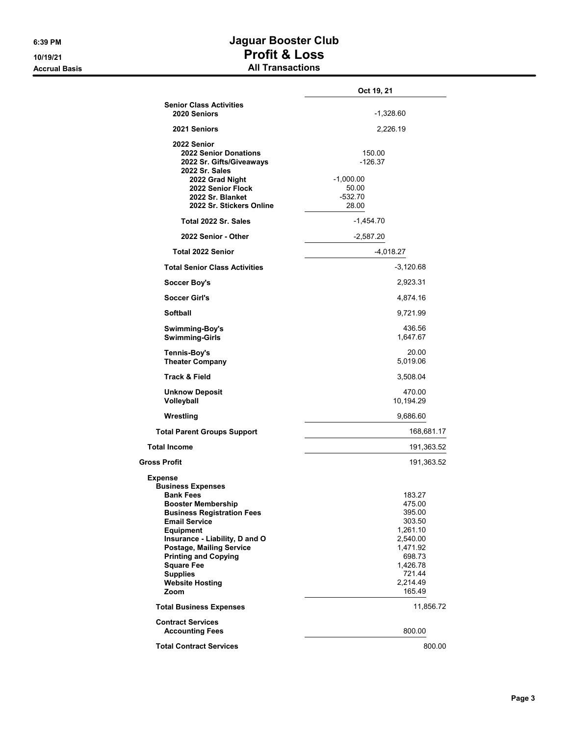# Jaguar Booster Club
## Profit & Loss
### All Transactions

Accrual Basis

| | Oct 19, 21 |
|---|---|
| **Senior Class Activities** | |
| **2020 Seniors** | -1,328.60 |
| **2021 Seniors** | 2,226.19 |
| **2022 Senior** | |
| **2022 Senior Donations** | 150.00 |
| **2022 Sr. Gifts/Giveaways** | -126.37 |
| **2022 Sr. Sales** | |
| **2022 Grad Night** | -1,000.00 |
| **2022 Senior Flock** | 50.00 |
| **2022 Sr. Blanket** | -532.70 |
| **2022 Sr. Stickers Online** | 28.00 |
| **Total 2022 Sr. Sales** | -1,454.70 |
| **2022 Senior - Other** | -2,587.20 |
| **Total 2022 Senior** | -4,018.27 |
| **Total Senior Class Activities** | -3,120.68 |
| **Soccer Boy's** | 2,923.31 |
| **Soccer Girl's** | 4,874.16 |
| **Softball** | 9,721.99 |
| **Swimming-Boy's** | 436.56 |
| **Swimming-Girls** | 1,647.67 |
| **Tennis-Boy's** | 20.00 |
| **Theater Company** | 5,019.06 |
| **Track & Field** | 3,508.04 |
| **Unknow Deposit** | 470.00 |
| **Volleyball** | 10,194.29 |
| **Wrestling** | 9,686.60 |
| **Total Parent Groups Support** | 168,681.17 |
| **Total Income** | 191,363.52 |
| **Gross Profit** | 191,363.52 |
| **Expense** | |
| **Business Expenses** | |
| **Bank Fees** | 183.27 |
| **Booster Membership** | 475.00 |
| **Business Registration Fees** | 395.00 |
| **Email Service** | 303.50 |
| **Equipment** | 1,261.10 |
| **Insurance - Liability, D and O** | 2,540.00 |
| **Postage, Mailing Service** | 1,471.92 |
| **Printing and Copying** | 698.73 |
| **Square Fee** | 1,426.78 |
| **Supplies** | 721.44 |
| **Website Hosting** | 2,214.49 |
| **Zoom** | 165.49 |
| **Total Business Expenses** | 11,856.72 |
| **Contract Services** | |
| **Accounting Fees** | 800.00 |
| **Total Contract Services** | 800.00 |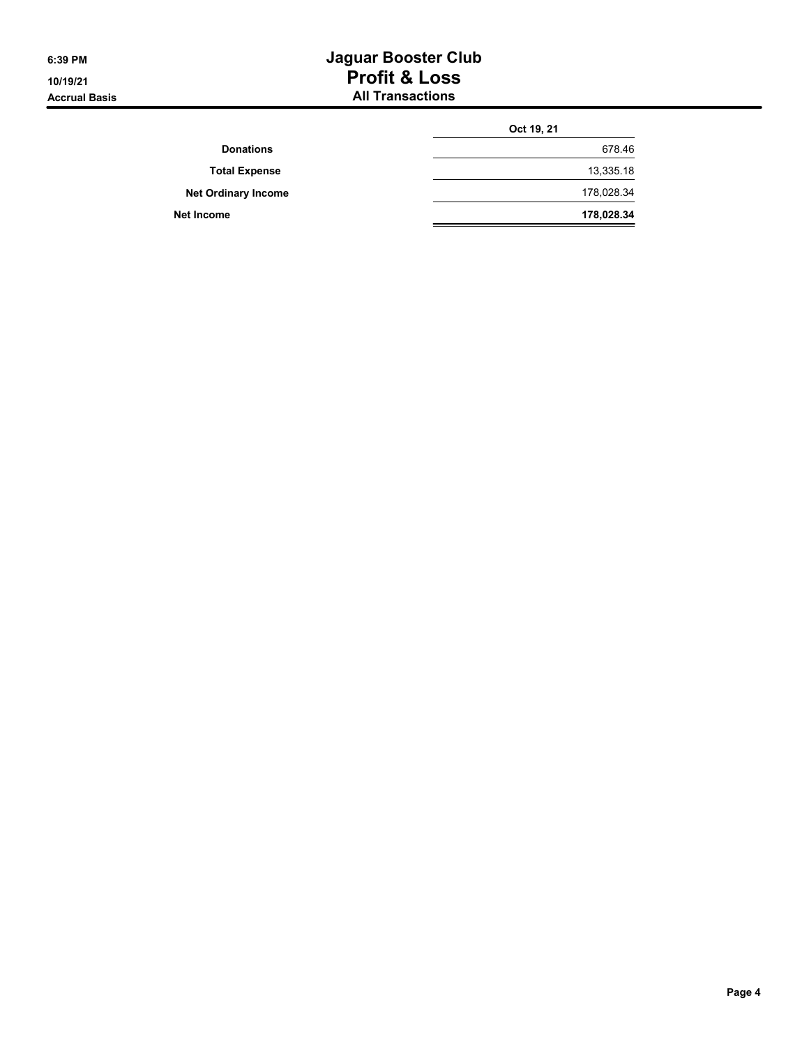# Jaguar Booster Club
## Profit & Loss
### All Transactions

6:39 PM
10/19/21
Accrual Basis

| | Oct 19, 21 |
|---|---|
| Donations | 678.46 |
| Total Expense | 13,335.18 |
| Net Ordinary Income | 178,028.34 |
| **Net Income** | **178,028.34** |